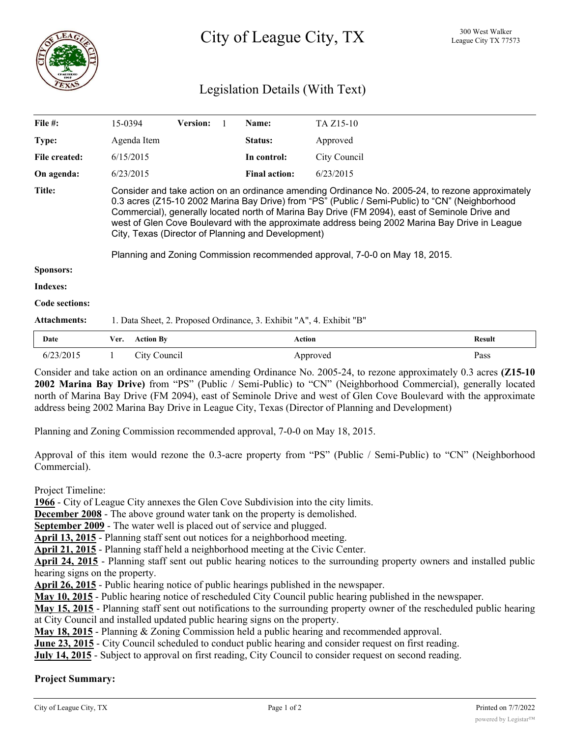# City of League City, TX

300 West Walker
League City TX 77573

## Legislation Details (With Text)

| | | | | | |
|---|---|---|---|---|---|
| **File #:** | 15-0394 | **Version:** 1 | **Name:** | TA Z15-10 | |
| **Type:** | Agenda Item | | **Status:** | Approved | |
| **File created:** | 6/15/2015 | | **In control:** | City Council | |
| **On agenda:** | 6/23/2015 | | **Final action:** | 6/23/2015 | |

**Title:** Consider and take action on an ordinance amending Ordinance No. 2005-24, to rezone approximately 0.3 acres (Z15-10 2002 Marina Bay Drive) from "PS" (Public / Semi-Public) to "CN" (Neighborhood Commercial), generally located north of Marina Bay Drive (FM 2094), east of Seminole Drive and west of Glen Cove Boulevard with the approximate address being 2002 Marina Bay Drive in League City, Texas (Director of Planning and Development)

Planning and Zoning Commission recommended approval, 7-0-0 on May 18, 2015.

**Sponsors:**

**Indexes:**

**Code sections:**

**Attachments:** 1. Data Sheet, 2. Proposed Ordinance, 3. Exhibit "A", 4. Exhibit "B"

| Date | Ver. | Action By | Action | Result |
|---|---|---|---|---|
| 6/23/2015 | 1 | City Council | Approved | Pass |

Consider and take action on an ordinance amending Ordinance No. 2005-24, to rezone approximately 0.3 acres **(Z15-10 2002 Marina Bay Drive)** from "PS" (Public / Semi-Public) to "CN" (Neighborhood Commercial), generally located north of Marina Bay Drive (FM 2094), east of Seminole Drive and west of Glen Cove Boulevard with the approximate address being 2002 Marina Bay Drive in League City, Texas (Director of Planning and Development)

Planning and Zoning Commission recommended approval, 7-0-0 on May 18, 2015.

Approval of this item would rezone the 0.3-acre property from "PS" (Public / Semi-Public) to "CN" (Neighborhood Commercial).

Project Timeline:
**1966** - City of League City annexes the Glen Cove Subdivision into the city limits.
**December 2008** - The above ground water tank on the property is demolished.
**September 2009** - The water well is placed out of service and plugged.
**April 13, 2015** - Planning staff sent out notices for a neighborhood meeting.
**April 21, 2015** - Planning staff held a neighborhood meeting at the Civic Center.
**April 24, 2015** - Planning staff sent out public hearing notices to the surrounding property owners and installed public hearing signs on the property.
**April 26, 2015** - Public hearing notice of public hearings published in the newspaper.
**May 10, 2015** - Public hearing notice of rescheduled City Council public hearing published in the newspaper.
**May 15, 2015** - Planning staff sent out notifications to the surrounding property owner of the rescheduled public hearing at City Council and installed updated public hearing signs on the property.
**May 18, 2015** - Planning & Zoning Commission held a public hearing and recommended approval.
**June 23, 2015** - City Council scheduled to conduct public hearing and consider request on first reading.
**July 14, 2015** - Subject to approval on first reading, City Council to consider request on second reading.

**Project Summary:**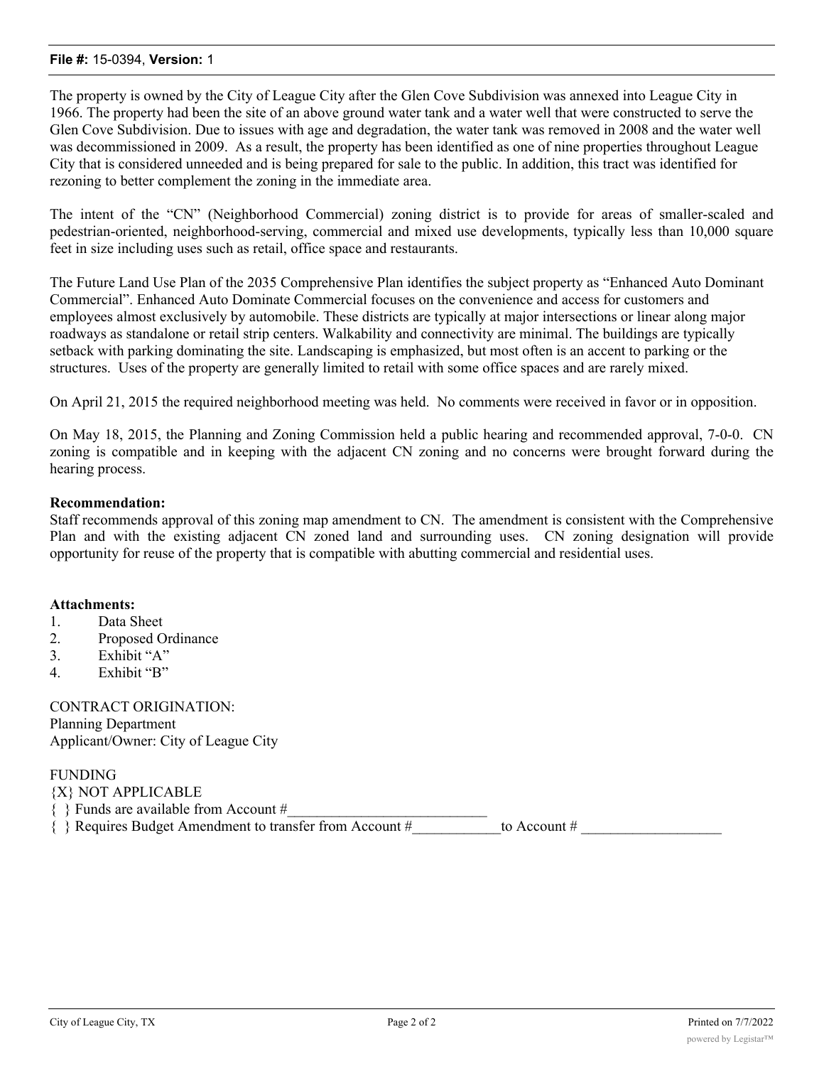The property is owned by the City of League City after the Glen Cove Subdivision was annexed into League City in 1966. The property had been the site of an above ground water tank and a water well that were constructed to serve the Glen Cove Subdivision. Due to issues with age and degradation, the water tank was removed in 2008 and the water well was decommissioned in 2009. As a result, the property has been identified as one of nine properties throughout League City that is considered unneeded and is being prepared for sale to the public. In addition, this tract was identified for rezoning to better complement the zoning in the immediate area.

The intent of the "CN" (Neighborhood Commercial) zoning district is to provide for areas of smaller-scaled and pedestrian-oriented, neighborhood-serving, commercial and mixed use developments, typically less than 10,000 square feet in size including uses such as retail, office space and restaurants.

The Future Land Use Plan of the 2035 Comprehensive Plan identifies the subject property as "Enhanced Auto Dominant Commercial". Enhanced Auto Dominate Commercial focuses on the convenience and access for customers and employees almost exclusively by automobile. These districts are typically at major intersections or linear along major roadways as standalone or retail strip centers. Walkability and connectivity are minimal. The buildings are typically setback with parking dominating the site. Landscaping is emphasized, but most often is an accent to parking or the structures. Uses of the property are generally limited to retail with some office spaces and are rarely mixed.

On April 21, 2015 the required neighborhood meeting was held. No comments were received in favor or in opposition.

On May 18, 2015, the Planning and Zoning Commission held a public hearing and recommended approval, 7-0-0. CN zoning is compatible and in keeping with the adjacent CN zoning and no concerns were brought forward during the hearing process.

**Recommendation:**
Staff recommends approval of this zoning map amendment to CN. The amendment is consistent with the Comprehensive Plan and with the existing adjacent CN zoned land and surrounding uses. CN zoning designation will provide opportunity for reuse of the property that is compatible with abutting commercial and residential uses.

**Attachments:**
1. Data Sheet
2. Proposed Ordinance
3. Exhibit "A"
4. Exhibit "B"

CONTRACT ORIGINATION:
Planning Department
Applicant/Owner: City of League City

FUNDING
{X} NOT APPLICABLE
{ } Funds are available from Account #___________________________
{ } Requires Budget Amendment to transfer from Account #____________to Account # ___________________